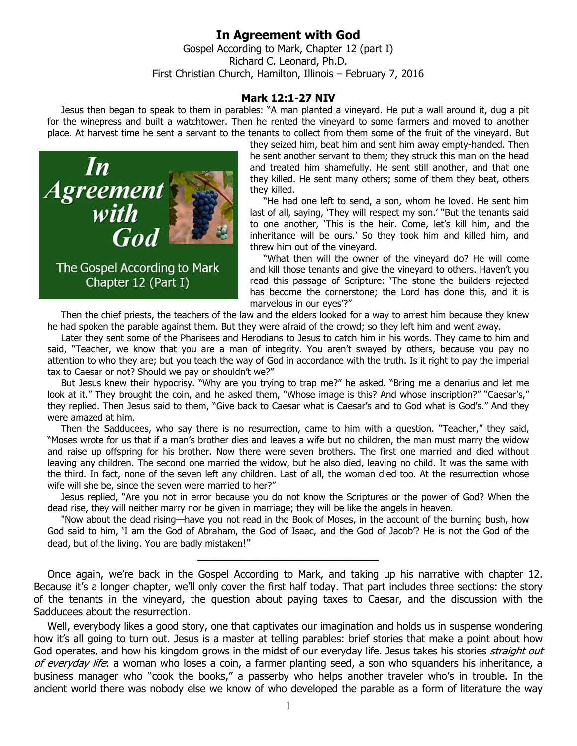# In Agreement with God

Gospel According to Mark, Chapter 12 (part I)
Richard C. Leonard, Ph.D.
First Christian Church, Hamilton, Illinois – February 7, 2016

## Mark 12:1-27 NIV

Jesus then began to speak to them in parables: "A man planted a vineyard. He put a wall around it, dug a pit for the winepress and built a watchtower. Then he rented the vineyard to some farmers and moved to another place. At harvest time he sent a servant to the tenants to collect from them some of the fruit of the vineyard. But they seized him, beat him and sent him away empty-handed. Then he sent another servant to them; they struck this man on the head and treated him shamefully. He sent still another, and that one they killed. He sent many others; some of them they beat, others they killed.

"He had one left to send, a son, whom he loved. He sent him last of all, saying, 'They will respect my son.' "But the tenants said to one another, 'This is the heir. Come, let's kill him, and the inheritance will be ours.' So they took him and killed him, and threw him out of the vineyard.

"What then will the owner of the vineyard do? He will come and kill those tenants and give the vineyard to others. Haven't you read this passage of Scripture: 'The stone the builders rejected has become the cornerstone; the Lord has done this, and it is marvelous in our eyes'?"

Then the chief priests, the teachers of the law and the elders looked for a way to arrest him because they knew he had spoken the parable against them. But they were afraid of the crowd; so they left him and went away.

Later they sent some of the Pharisees and Herodians to Jesus to catch him in his words. They came to him and said, "Teacher, we know that you are a man of integrity. You aren't swayed by others, because you pay no attention to who they are; but you teach the way of God in accordance with the truth. Is it right to pay the imperial tax to Caesar or not? Should we pay or shouldn't we?"

But Jesus knew their hypocrisy. "Why are you trying to trap me?" he asked. "Bring me a denarius and let me look at it." They brought the coin, and he asked them, "Whose image is this? And whose inscription?" "Caesar's," they replied. Then Jesus said to them, "Give back to Caesar what is Caesar's and to God what is God's." And they were amazed at him.

Then the Sadducees, who say there is no resurrection, came to him with a question. "Teacher," they said, "Moses wrote for us that if a man's brother dies and leaves a wife but no children, the man must marry the widow and raise up offspring for his brother. Now there were seven brothers. The first one married and died without leaving any children. The second one married the widow, but he also died, leaving no child. It was the same with the third. In fact, none of the seven left any children. Last of all, the woman died too. At the resurrection whose wife will she be, since the seven were married to her?"

Jesus replied, "Are you not in error because you do not know the Scriptures or the power of God? When the dead rise, they will neither marry nor be given in marriage; they will be like the angels in heaven.

"Now about the dead rising—have you not read in the Book of Moses, in the account of the burning bush, how God said to him, 'I am the God of Abraham, the God of Isaac, and the God of Jacob'? He is not the God of the dead, but of the living. You are badly mistaken!"

---

Once again, we're back in the Gospel According to Mark, and taking up his narrative with chapter 12. Because it's a longer chapter, we'll only cover the first half today. That part includes three sections: the story of the tenants in the vineyard, the question about paying taxes to Caesar, and the discussion with the Sadducees about the resurrection.

Well, everybody likes a good story, one that captivates our imagination and holds us in suspense wondering how it's all going to turn out. Jesus is a master at telling parables: brief stories that make a point about how God operates, and how his kingdom grows in the midst of our everyday life. Jesus takes his stories *straight out of everyday life*: a woman who loses a coin, a farmer planting seed, a son who squanders his inheritance, a business manager who "cook the books," a passerby who helps another traveler who's in trouble. In the ancient world there was nobody else we know of who developed the parable as a form of literature the way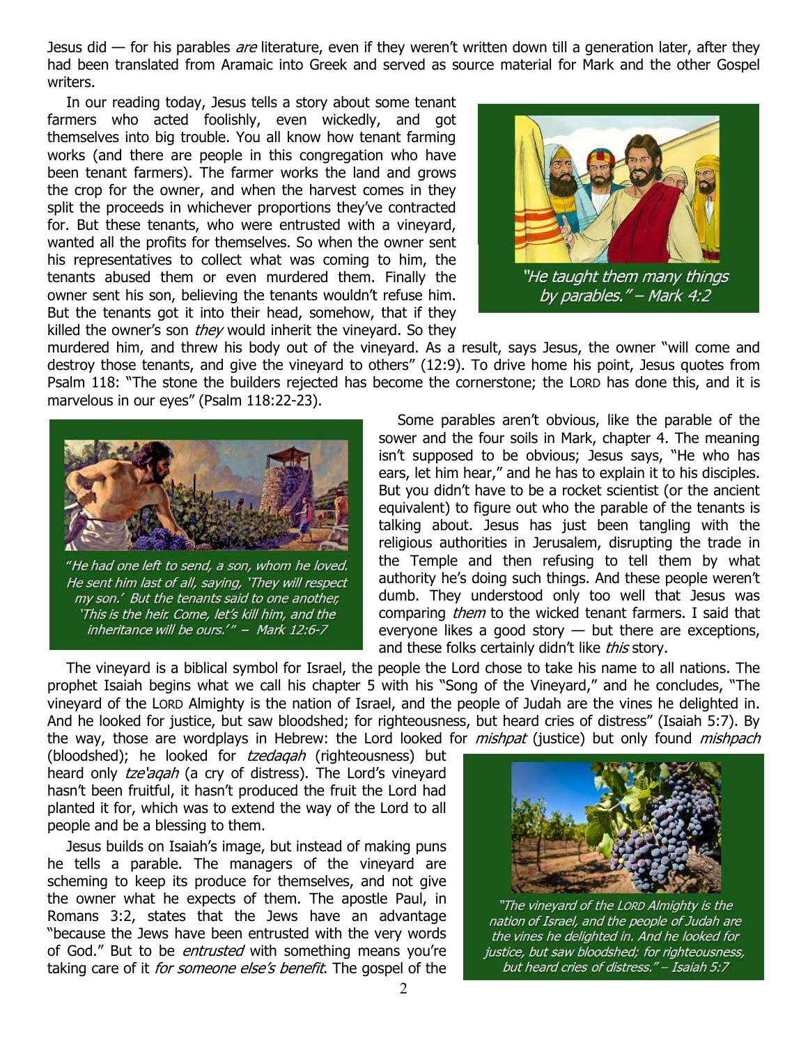Jesus did — for his parables *are* literature, even if they weren't written down till a generation later, after they had been translated from Aramaic into Greek and served as source material for Mark and the other Gospel writers.

In our reading today, Jesus tells a story about some tenant farmers who acted foolishly, even wickedly, and got themselves into big trouble. You all know how tenant farming works (and there are people in this congregation who have been tenant farmers). The farmer works the land and grows the crop for the owner, and when the harvest comes in they split the proceeds in whichever proportions they've contracted for. But these tenants, who were entrusted with a vineyard, wanted all the profits for themselves. So when the owner sent his representatives to collect what was coming to him, the tenants abused them or even murdered them. Finally the owner sent his son, believing the tenants wouldn't refuse him. But the tenants got it into their head, somehow, that if they killed the owner's son *they* would inherit the vineyard. So they murdered him, and threw his body out of the vineyard. As a result, says Jesus, the owner "will come and destroy those tenants, and give the vineyard to others" (12:9). To drive home his point, Jesus quotes from Psalm 118: "The stone the builders rejected has become the cornerstone; the LORD has done this, and it is marvelous in our eyes" (Psalm 118:22-23).

*"He taught them many things by parables." – Mark 4:2*

*"He had one left to send, a son, whom he loved. He sent him last of all, saying, 'They will respect my son.' But the tenants said to one another, 'This is the heir. Come, let's kill him, and the inheritance will be ours.'" – Mark 12:6-7*

Some parables aren't obvious, like the parable of the sower and the four soils in Mark, chapter 4. The meaning isn't supposed to be obvious; Jesus says, "He who has ears, let him hear," and he has to explain it to his disciples. But you didn't have to be a rocket scientist (or the ancient equivalent) to figure out who the parable of the tenants is talking about. Jesus has just been tangling with the religious authorities in Jerusalem, disrupting the trade in the Temple and then refusing to tell them by what authority he's doing such things. And these people weren't dumb. They understood only too well that Jesus was comparing *them* to the wicked tenant farmers. I said that everyone likes a good story — but there are exceptions, and these folks certainly didn't like *this* story.

The vineyard is a biblical symbol for Israel, the people the Lord chose to take his name to all nations. The prophet Isaiah begins what we call his chapter 5 with his "Song of the Vineyard," and he concludes, "The vineyard of the LORD Almighty is the nation of Israel, and the people of Judah are the vines he delighted in. And he looked for justice, but saw bloodshed; for righteousness, but heard cries of distress" (Isaiah 5:7). By the way, those are wordplays in Hebrew: the Lord looked for *mishpat* (justice) but only found *mishpach* (bloodshed); he looked for *tzedaqah* (righteousness) but heard only *tze'aqah* (a cry of distress). The Lord's vineyard hasn't been fruitful, it hasn't produced the fruit the Lord had planted it for, which was to extend the way of the Lord to all people and be a blessing to them.

Jesus builds on Isaiah's image, but instead of making puns he tells a parable. The managers of the vineyard are scheming to keep its produce for themselves, and not give the owner what he expects of them. The apostle Paul, in Romans 3:2, states that the Jews have an advantage "because the Jews have been entrusted with the very words of God." But to be *entrusted* with something means you're taking care of it *for someone else's benefit*. The gospel of the

*"The vineyard of the LORD Almighty is the nation of Israel, and the people of Judah are the vines he delighted in. And he looked for justice, but saw bloodshed; for righteousness, but heard cries of distress." – Isaiah 5:7*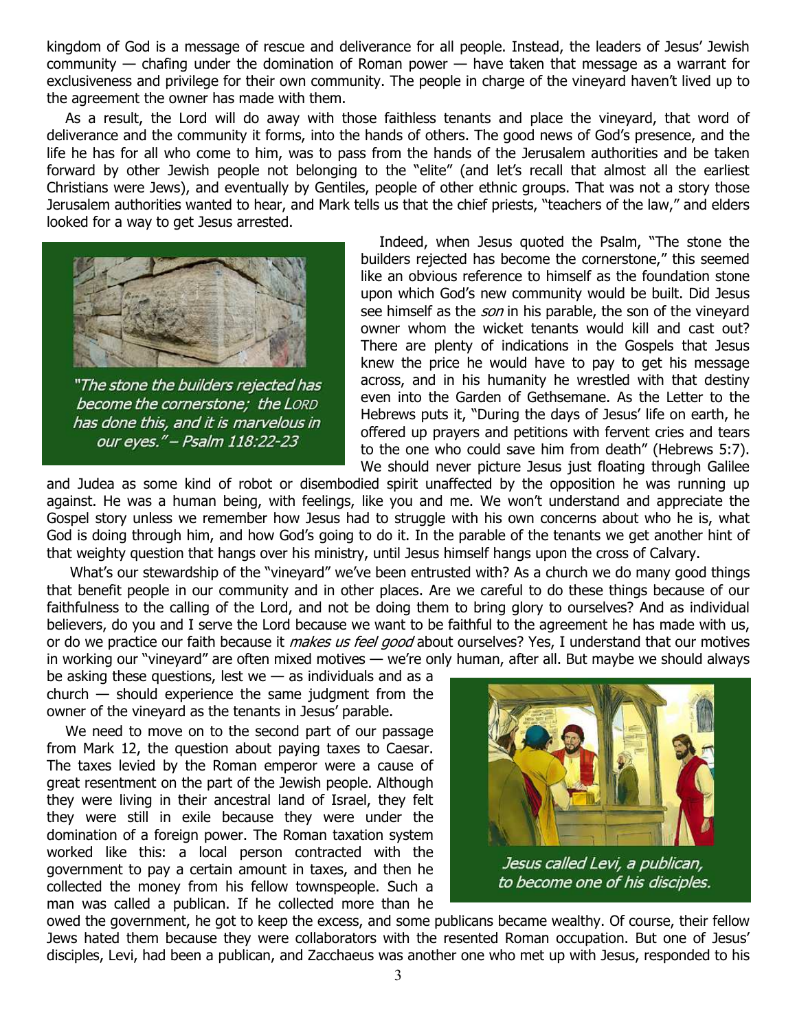kingdom of God is a message of rescue and deliverance for all people. Instead, the leaders of Jesus' Jewish community — chafing under the domination of Roman power — have taken that message as a warrant for exclusiveness and privilege for their own community. The people in charge of the vineyard haven't lived up to the agreement the owner has made with them.

As a result, the Lord will do away with those faithless tenants and place the vineyard, that word of deliverance and the community it forms, into the hands of others. The good news of God's presence, and the life he has for all who come to him, was to pass from the hands of the Jerusalem authorities and be taken forward by other Jewish people not belonging to the "elite" (and let's recall that almost all the earliest Christians were Jews), and eventually by Gentiles, people of other ethnic groups. That was not a story those Jerusalem authorities wanted to hear, and Mark tells us that the chief priests, "teachers of the law," and elders looked for a way to get Jesus arrested.

*"The stone the builders rejected has become the cornerstone; the LORD has done this, and it is marvelous in our eyes." – Psalm 118:22-23*

Indeed, when Jesus quoted the Psalm, "The stone the builders rejected has become the cornerstone," this seemed like an obvious reference to himself as the foundation stone upon which God's new community would be built. Did Jesus see himself as the *son* in his parable, the son of the vineyard owner whom the wicket tenants would kill and cast out? There are plenty of indications in the Gospels that Jesus knew the price he would have to pay to get his message across, and in his humanity he wrestled with that destiny even into the Garden of Gethsemane. As the Letter to the Hebrews puts it, "During the days of Jesus' life on earth, he offered up prayers and petitions with fervent cries and tears to the one who could save him from death" (Hebrews 5:7). We should never picture Jesus just floating through Galilee and Judea as some kind of robot or disembodied spirit unaffected by the opposition he was running up against. He was a human being, with feelings, like you and me. We won't understand and appreciate the Gospel story unless we remember how Jesus had to struggle with his own concerns about who he is, what God is doing through him, and how God's going to do it. In the parable of the tenants we get another hint of that weighty question that hangs over his ministry, until Jesus himself hangs upon the cross of Calvary.

What's our stewardship of the "vineyard" we've been entrusted with? As a church we do many good things that benefit people in our community and in other places. Are we careful to do these things because of our faithfulness to the calling of the Lord, and not be doing them to bring glory to ourselves? And as individual believers, do you and I serve the Lord because we want to be faithful to the agreement he has made with us, or do we practice our faith because it *makes us feel good* about ourselves? Yes, I understand that our motives in working our "vineyard" are often mixed motives — we're only human, after all. But maybe we should always be asking these questions, lest we — as individuals and as a church — should experience the same judgment from the owner of the vineyard as the tenants in Jesus' parable.

We need to move on to the second part of our passage from Mark 12, the question about paying taxes to Caesar. The taxes levied by the Roman emperor were a cause of great resentment on the part of the Jewish people. Although they were living in their ancestral land of Israel, they felt they were still in exile because they were under the domination of a foreign power. The Roman taxation system worked like this: a local person contracted with the government to pay a certain amount in taxes, and then he collected the money from his fellow townspeople. Such a man was called a publican. If he collected more than he owed the government, he got to keep the excess, and some publicans became wealthy. Of course, their fellow Jews hated them because they were collaborators with the resented Roman occupation. But one of Jesus' disciples, Levi, had been a publican, and Zacchaeus was another one who met up with Jesus, responded to his

*Jesus called Levi, a publican, to become one of his disciples.*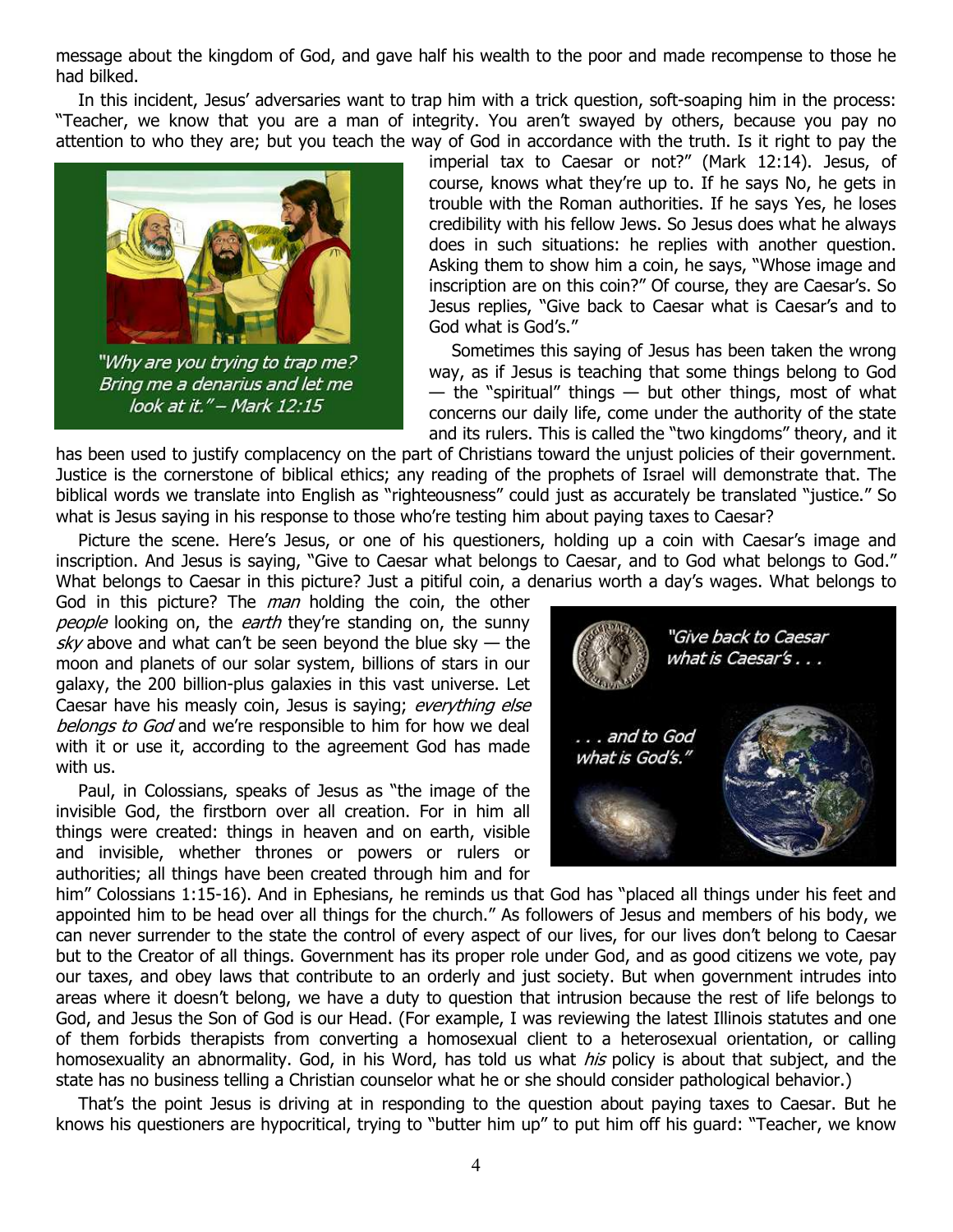message about the kingdom of God, and gave half his wealth to the poor and made recompense to those he had bilked.

In this incident, Jesus' adversaries want to trap him with a trick question, soft-soaping him in the process: "Teacher, we know that you are a man of integrity. You aren't swayed by others, because you pay no attention to who they are; but you teach the way of God in accordance with the truth. Is it right to pay the imperial tax to Caesar or not?" (Mark 12:14). Jesus, of course, knows what they're up to. If he says No, he gets in trouble with the Roman authorities. If he says Yes, he loses credibility with his fellow Jews. So Jesus does what he always does in such situations: he replies with another question. Asking them to show him a coin, he says, "Whose image and inscription are on this coin?" Of course, they are Caesar's. So Jesus replies, "Give back to Caesar what is Caesar's and to God what is God's."

"Why are you trying to trap me? Bring me a denarius and let me look at it." – Mark 12:15

Sometimes this saying of Jesus has been taken the wrong way, as if Jesus is teaching that some things belong to God — the "spiritual" things — but other things, most of what concerns our daily life, come under the authority of the state and its rulers. This is called the "two kingdoms" theory, and it has been used to justify complacency on the part of Christians toward the unjust policies of their government. Justice is the cornerstone of biblical ethics; any reading of the prophets of Israel will demonstrate that. The biblical words we translate into English as "righteousness" could just as accurately be translated "justice." So what is Jesus saying in his response to those who're testing him about paying taxes to Caesar?

Picture the scene. Here's Jesus, or one of his questioners, holding up a coin with Caesar's image and inscription. And Jesus is saying, "Give to Caesar what belongs to Caesar, and to God what belongs to God." What belongs to Caesar in this picture? Just a pitiful coin, a denarius worth a day's wages. What belongs to God in this picture? The *man* holding the coin, the other *people* looking on, the *earth* they're standing on, the sunny *sky* above and what can't be seen beyond the blue sky — the moon and planets of our solar system, billions of stars in our galaxy, the 200 billion-plus galaxies in this vast universe. Let Caesar have his measly coin, Jesus is saying; *everything else belongs to God* and we're responsible to him for how we deal with it or use it, according to the agreement God has made with us.

"Give back to Caesar what is Caesar's . . . . . . and to God what is God's."

Paul, in Colossians, speaks of Jesus as "the image of the invisible God, the firstborn over all creation. For in him all things were created: things in heaven and on earth, visible and invisible, whether thrones or powers or rulers or authorities; all things have been created through him and for him" Colossians 1:15-16). And in Ephesians, he reminds us that God has "placed all things under his feet and appointed him to be head over all things for the church." As followers of Jesus and members of his body, we can never surrender to the state the control of every aspect of our lives, for our lives don't belong to Caesar but to the Creator of all things. Government has its proper role under God, and as good citizens we vote, pay our taxes, and obey laws that contribute to an orderly and just society. But when government intrudes into areas where it doesn't belong, we have a duty to question that intrusion because the rest of life belongs to God, and Jesus the Son of God is our Head. (For example, I was reviewing the latest Illinois statutes and one of them forbids therapists from converting a homosexual client to a heterosexual orientation, or calling homosexuality an abnormality. God, in his Word, has told us what *his* policy is about that subject, and the state has no business telling a Christian counselor what he or she should consider pathological behavior.)

That's the point Jesus is driving at in responding to the question about paying taxes to Caesar. But he knows his questioners are hypocritical, trying to "butter him up" to put him off his guard: "Teacher, we know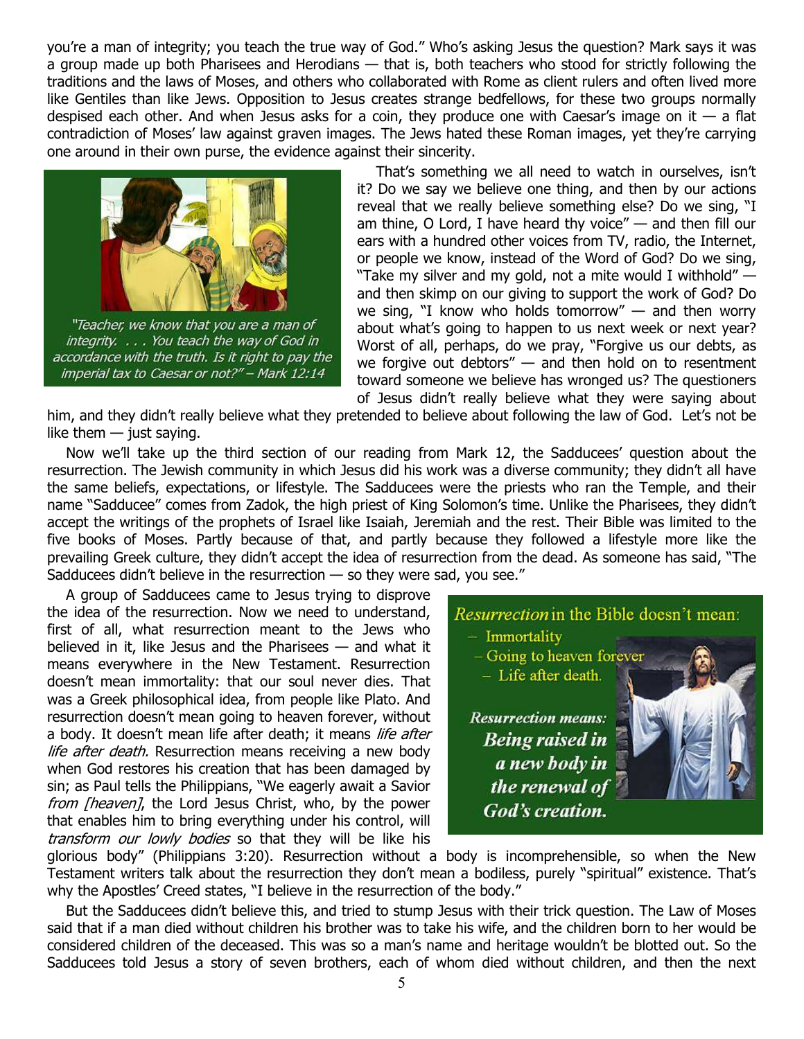you're a man of integrity; you teach the true way of God." Who's asking Jesus the question? Mark says it was a group made up both Pharisees and Herodians — that is, both teachers who stood for strictly following the traditions and the laws of Moses, and others who collaborated with Rome as client rulers and often lived more like Gentiles than like Jews. Opposition to Jesus creates strange bedfellows, for these two groups normally despised each other. And when Jesus asks for a coin, they produce one with Caesar's image on it — a flat contradiction of Moses' law against graven images. The Jews hated these Roman images, yet they're carrying one around in their own purse, the evidence against their sincerity.

*"Teacher, we know that you are a man of integrity. . . . You teach the way of God in accordance with the truth. Is it right to pay the imperial tax to Caesar or not?" – Mark 12:14*

That's something we all need to watch in ourselves, isn't it? Do we say we believe one thing, and then by our actions reveal that we really believe something else? Do we sing, "I am thine, O Lord, I have heard thy voice" — and then fill our ears with a hundred other voices from TV, radio, the Internet, or people we know, instead of the Word of God? Do we sing, "Take my silver and my gold, not a mite would I withhold" — and then skimp on our giving to support the work of God? Do we sing, "I know who holds tomorrow" — and then worry about what's going to happen to us next week or next year? Worst of all, perhaps, do we pray, "Forgive us our debts, as we forgive out debtors" — and then hold on to resentment toward someone we believe has wronged us? The questioners of Jesus didn't really believe what they were saying about him, and they didn't really believe what they pretended to believe about following the law of God. Let's not be like them — just saying.

Now we'll take up the third section of our reading from Mark 12, the Sadducees' question about the resurrection. The Jewish community in which Jesus did his work was a diverse community; they didn't all have the same beliefs, expectations, or lifestyle. The Sadducees were the priests who ran the Temple, and their name "Sadducee" comes from Zadok, the high priest of King Solomon's time. Unlike the Pharisees, they didn't accept the writings of the prophets of Israel like Isaiah, Jeremiah and the rest. Their Bible was limited to the five books of Moses. Partly because of that, and partly because they followed a lifestyle more like the prevailing Greek culture, they didn't accept the idea of resurrection from the dead. As someone has said, "The Sadducees didn't believe in the resurrection — so they were sad, you see."

A group of Sadducees came to Jesus trying to disprove the idea of the resurrection. Now we need to understand, first of all, what resurrection meant to the Jews who believed in it, like Jesus and the Pharisees — and what it means everywhere in the New Testament. Resurrection doesn't mean immortality: that our soul never dies. That was a Greek philosophical idea, from people like Plato. And resurrection doesn't mean going to heaven forever, without a body. It doesn't mean life after death; it means *life after life after death.* Resurrection means receiving a new body when God restores his creation that has been damaged by sin; as Paul tells the Philippians, "We eagerly await a Savior *from [heaven]*, the Lord Jesus Christ, who, by the power that enables him to bring everything under his control, will *transform our lowly bodies* so that they will be like his glorious body" (Philippians 3:20). Resurrection without a body is incomprehensible, so when the New Testament writers talk about the resurrection they don't mean a bodiless, purely "spiritual" existence. That's why the Apostles' Creed states, "I believe in the resurrection of the body."

*Resurrection* in the Bible doesn't mean:
- Immortality
- Going to heaven forever
- Life after death.

***Resurrection means:***
***Being raised in a new body in the renewal of God's creation.***

But the Sadducees didn't believe this, and tried to stump Jesus with their trick question. The Law of Moses said that if a man died without children his brother was to take his wife, and the children born to her would be considered children of the deceased. This was so a man's name and heritage wouldn't be blotted out. So the Sadducees told Jesus a story of seven brothers, each of whom died without children, and then the next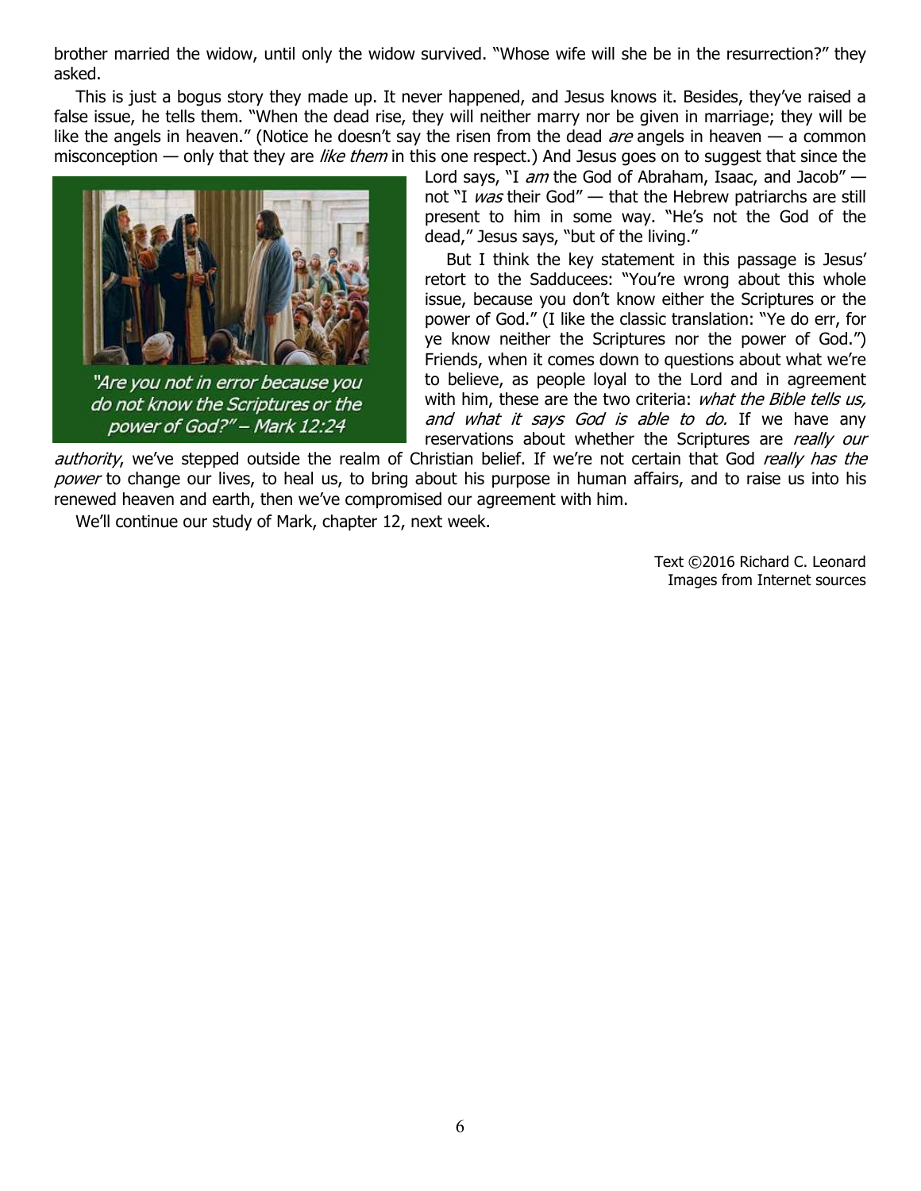brother married the widow, until only the widow survived. "Whose wife will she be in the resurrection?" they asked.

This is just a bogus story they made up. It never happened, and Jesus knows it. Besides, they've raised a false issue, he tells them. "When the dead rise, they will neither marry nor be given in marriage; they will be like the angels in heaven." (Notice he doesn't say the risen from the dead *are* angels in heaven — a common misconception — only that they are *like them* in this one respect.) And Jesus goes on to suggest that since the Lord says, "I *am* the God of Abraham, Isaac, and Jacob" — not "I *was* their God" — that the Hebrew patriarchs are still present to him in some way. "He's not the God of the dead," Jesus says, "but of the living."

*"Are you not in error because you do not know the Scriptures or the power of God?" – Mark 12:24*

But I think the key statement in this passage is Jesus' retort to the Sadducees: "You're wrong about this whole issue, because you don't know either the Scriptures or the power of God." (I like the classic translation: "Ye do err, for ye know neither the Scriptures nor the power of God.") Friends, when it comes down to questions about what we're to believe, as people loyal to the Lord and in agreement with him, these are the two criteria: *what the Bible tells us, and what it says God is able to do.* If we have any reservations about whether the Scriptures are *really our authority*, we've stepped outside the realm of Christian belief. If we're not certain that God *really has the power* to change our lives, to heal us, to bring about his purpose in human affairs, and to raise us into his renewed heaven and earth, then we've compromised our agreement with him.

We'll continue our study of Mark, chapter 12, next week.

Text ©2016 Richard C. Leonard
Images from Internet sources